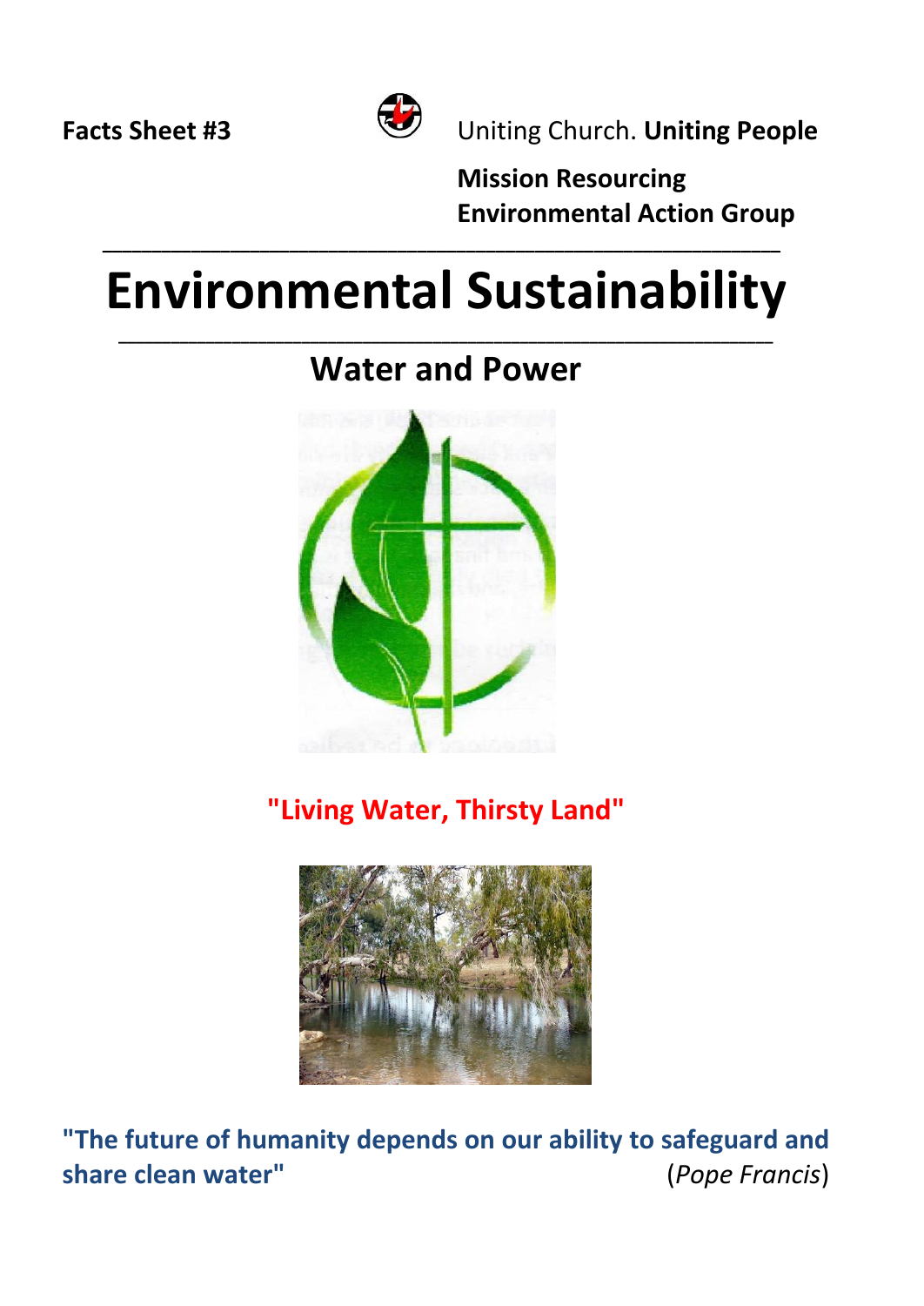**Facts Sheet #3**

Uniting Church. **Uniting People**

**Mission Resourcing**
**Environmental Action Group**

# Environmental Sustainability

## Water and Power

**"Living Water, Thirsty Land"**

**"The future of humanity depends on our ability to safeguard and share clean water"** (*Pope Francis*)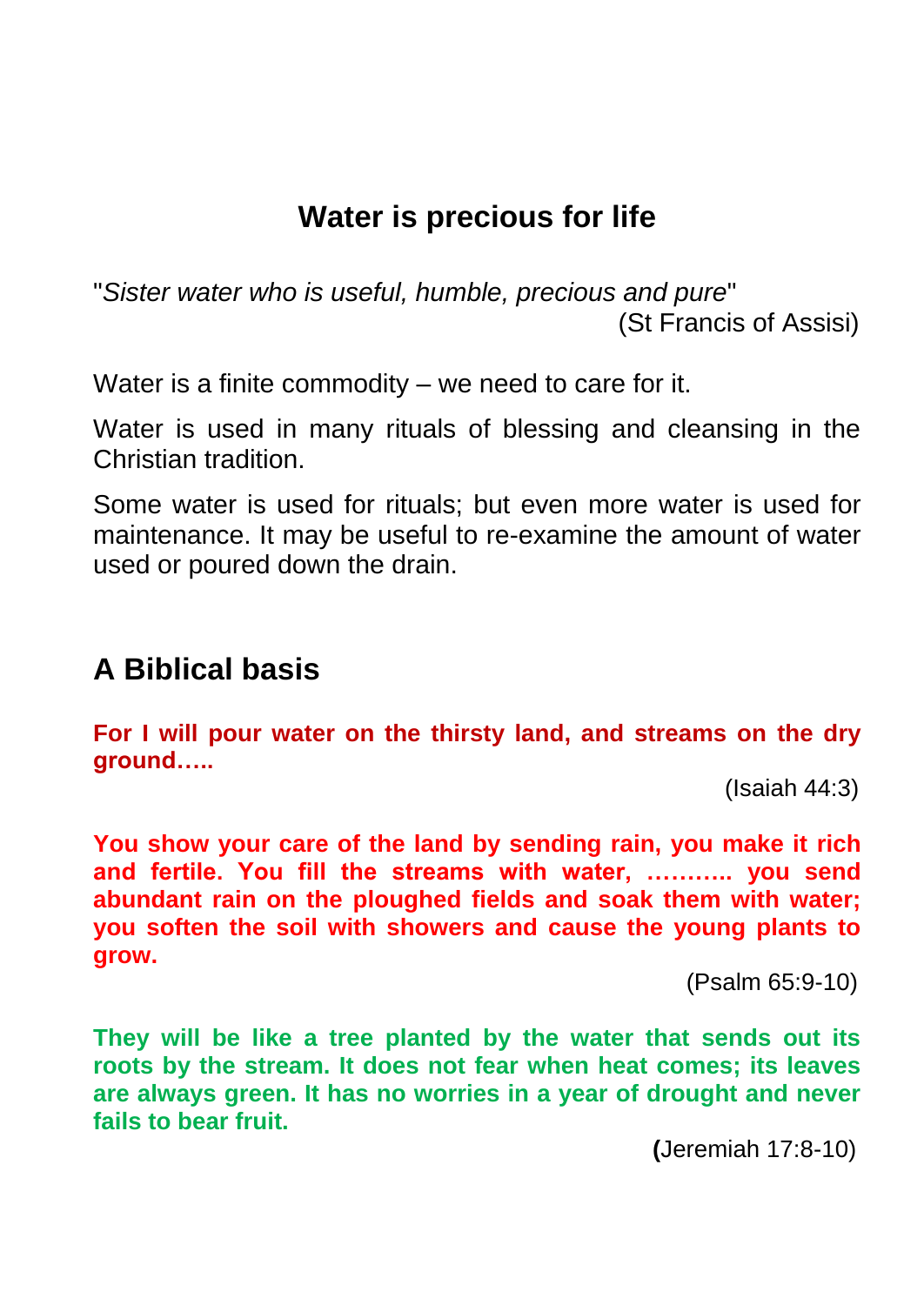## Water is precious for life

"*Sister water who is useful, humble, precious and pure*"

(St Francis of Assisi)

Water is a finite commodity – we need to care for it.

Water is used in many rituals of blessing and cleansing in the Christian tradition.

Some water is used for rituals; but even more water is used for maintenance. It may be useful to re-examine the amount of water used or poured down the drain.

## A Biblical basis

**For I will pour water on the thirsty land, and streams on the dry ground…..**

(Isaiah 44:3)

**You show your care of the land by sending rain, you make it rich and fertile. You fill the streams with water, ……….. you send abundant rain on the ploughed fields and soak them with water; you soften the soil with showers and cause the young plants to grow.**

(Psalm 65:9-10)

**They will be like a tree planted by the water that sends out its roots by the stream. It does not fear when heat comes; its leaves are always green. It has no worries in a year of drought and never fails to bear fruit.**

(Jeremiah 17:8-10)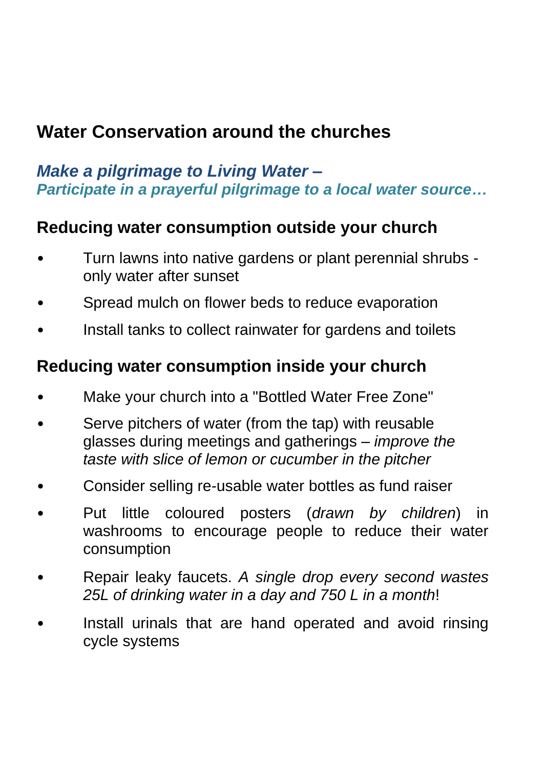## Water Conservation around the churches

***Make a pilgrimage to Living Water –***
***Participate in a prayerful pilgrimage to a local water source…***

### Reducing water consumption outside your church

- Turn lawns into native gardens or plant perennial shrubs - only water after sunset
- Spread mulch on flower beds to reduce evaporation
- Install tanks to collect rainwater for gardens and toilets

### Reducing water consumption inside your church

- Make your church into a "Bottled Water Free Zone"
- Serve pitchers of water (from the tap) with reusable glasses during meetings and gatherings – *improve the taste with slice of lemon or cucumber in the pitcher*
- Consider selling re-usable water bottles as fund raiser
- Put little coloured posters (*drawn by children*) in washrooms to encourage people to reduce their water consumption
- Repair leaky faucets. *A single drop every second wastes 25L of drinking water in a day and 750 L in a month*!
- Install urinals that are hand operated and avoid rinsing cycle systems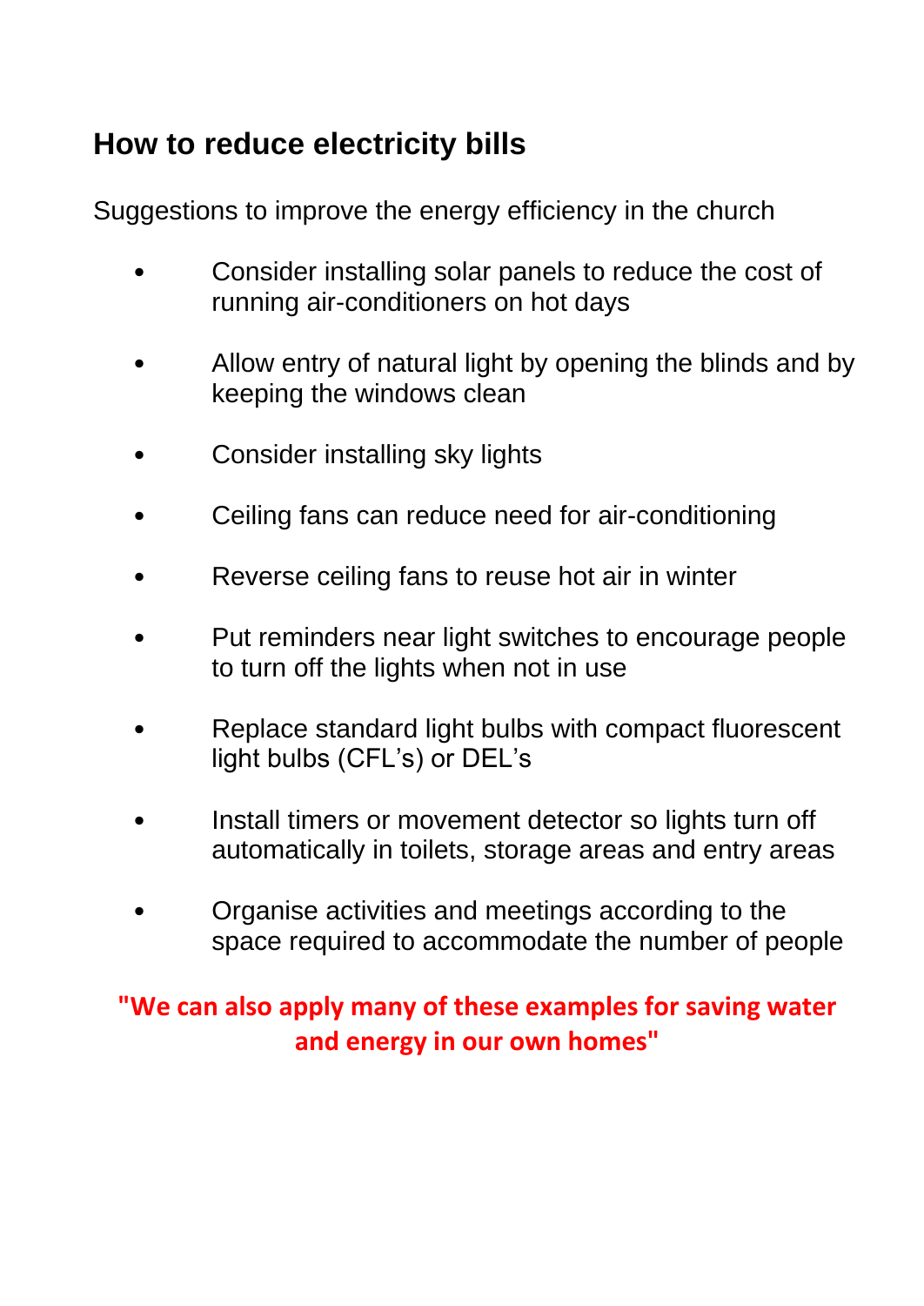## How to reduce electricity bills

Suggestions to improve the energy efficiency in the church

- Consider installing solar panels to reduce the cost of running air-conditioners on hot days
- Allow entry of natural light by opening the blinds and by keeping the windows clean
- Consider installing sky lights
- Ceiling fans can reduce need for air-conditioning
- Reverse ceiling fans to reuse hot air in winter
- Put reminders near light switches to encourage people to turn off the lights when not in use
- Replace standard light bulbs with compact fluorescent light bulbs (CFL's) or DEL's
- Install timers or movement detector so lights turn off automatically in toilets, storage areas and entry areas
- Organise activities and meetings according to the space required to accommodate the number of people

**"We can also apply many of these examples for saving water and energy in our own homes"**